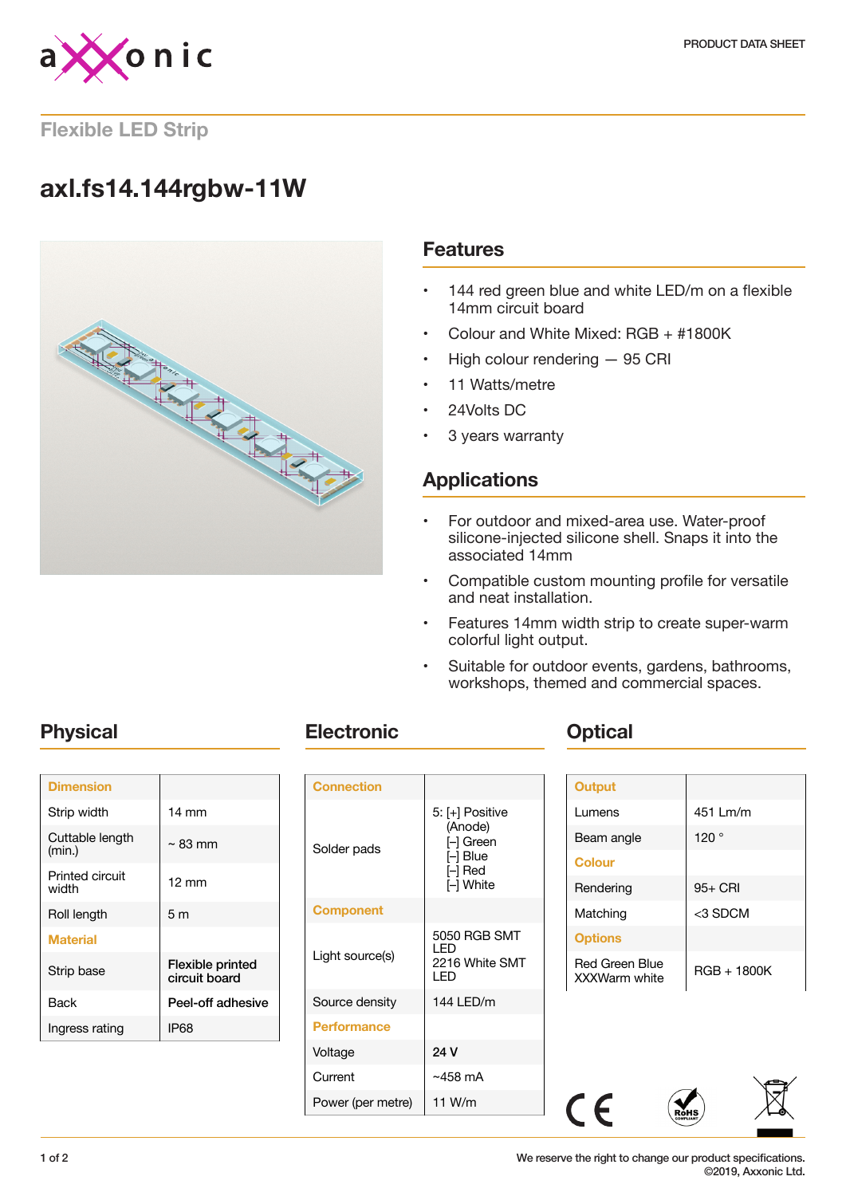PRODUCT DATA SHEET

## Flexible LED Strip

# axl.fs14.144rgbw-11W

## Features

- 144 red green blue and white LED/m on a flexible 14mm circuit board
- Colour and White Mixed: RGB + #1800K
- High colour rendering — 95 CRI
- 11 Watts/metre
- 24Volts DC
- 3 years warranty

## Applications

- For outdoor and mixed-area use. Water-proof silicone-injected silicone shell. Snaps it into the associated 14mm
- Compatible custom mounting profile for versatile and neat installation.
- Features 14mm width strip to create super-warm colorful light output.
- Suitable for outdoor events, gardens, bathrooms, workshops, themed and commercial spaces.

## Physical

| Dimension | |
|---|---|
| Strip width | 14 mm |
| Cuttable length (min.) | ~ 83 mm |
| Printed circuit width | 12 mm |
| Roll length | 5 m |
| **Material** | |
| Strip base | Flexible printed circuit board |
| Back | Peel-off adhesive |
| Ingress rating | IP68 |

## Electronic

| Connection | |
|---|---|
| Solder pads | 5: [+] Positive (Anode) [-] Green [-] Blue [-] Red [-] White |
| **Component** | |
| Light source(s) | 5050 RGB SMT LED 2216 White SMT LED |
| Source density | 144 LED/m |
| **Performance** | |
| Voltage | 24 V |
| Current | ~458 mA |
| Power (per metre) | 11 W/m |

## Optical

| Output | |
|---|---|
| Lumens | 451 Lm/m |
| Beam angle | 120 ° |
| **Colour** | |
| Rendering | 95+ CRI |
| Matching | <3 SDCM |
| **Options** | |
| Red Green Blue XXXWarm white | RGB + 1800K |

We reserve the right to change our product specifications.
©2019, Axxonic Ltd.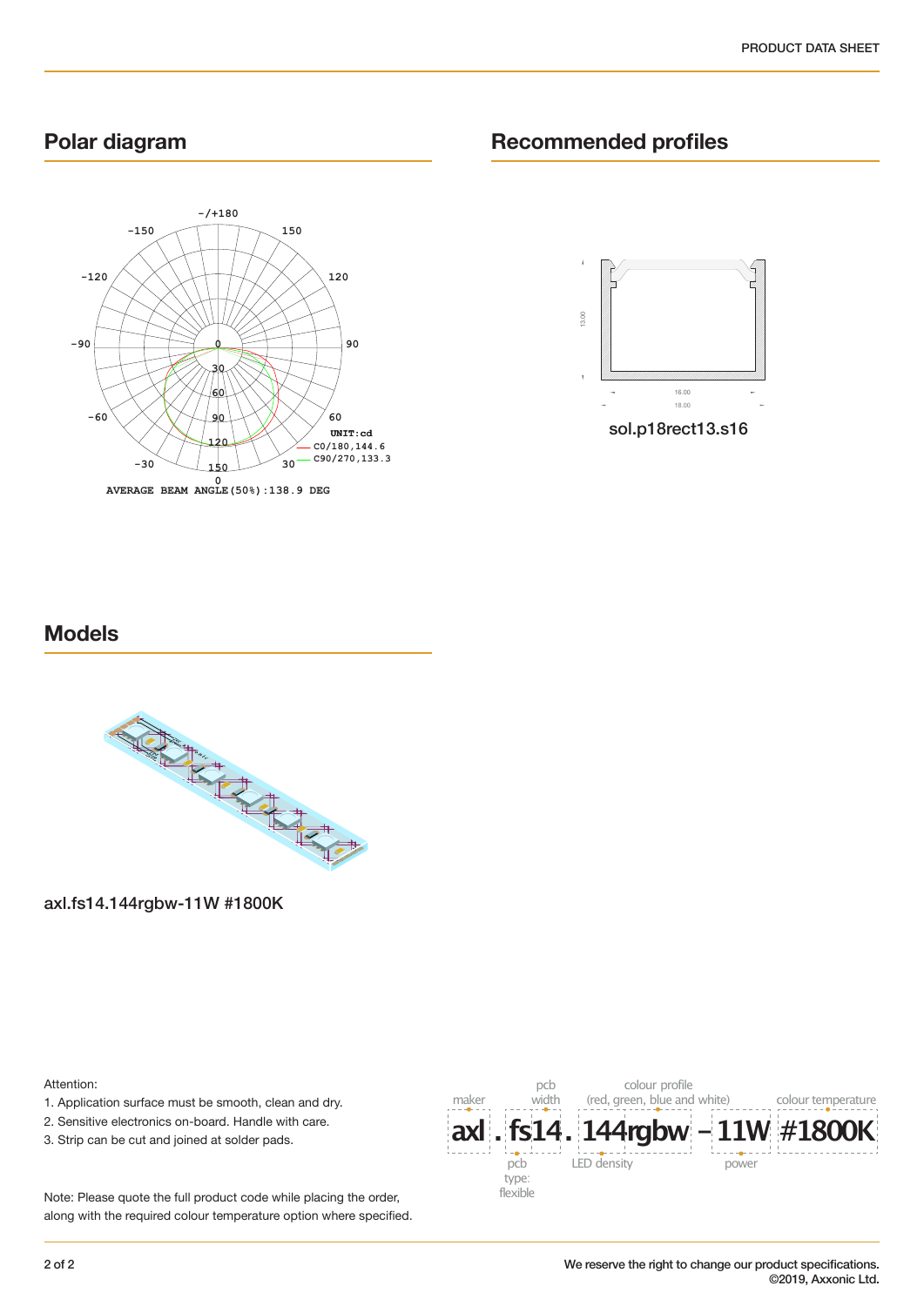## Polar diagram

-/+180
-150
150
-120
120
-90
90
-60
60
-30
30
0
30
60
90
120
150
0
UNIT:cd
C0/180,144.6
C90/270,133.3
AVERAGE BEAM ANGLE(50%):138.9 DEG

## Recommended profiles

13.00
16.00
18.00

sol.p18rect13.s16

## Models

axl.fs14.144rgbw-11W #1800K

Attention:

1. Application surface must be smooth, clean and dry.
2. Sensitive electronics on-board. Handle with care.
3. Strip can be cut and joined at solder pads.

maker | pcb width | colour profile (red, green, blue and white) | colour temperature

**axl . fs14 . 144rgbw – 11W #1800K**

pcb type: flexible | LED density | power

Note: Please quote the full product code while placing the order, along with the required colour temperature option where specified.

We reserve the right to change our product specifications.
©2019, Axxonic Ltd.